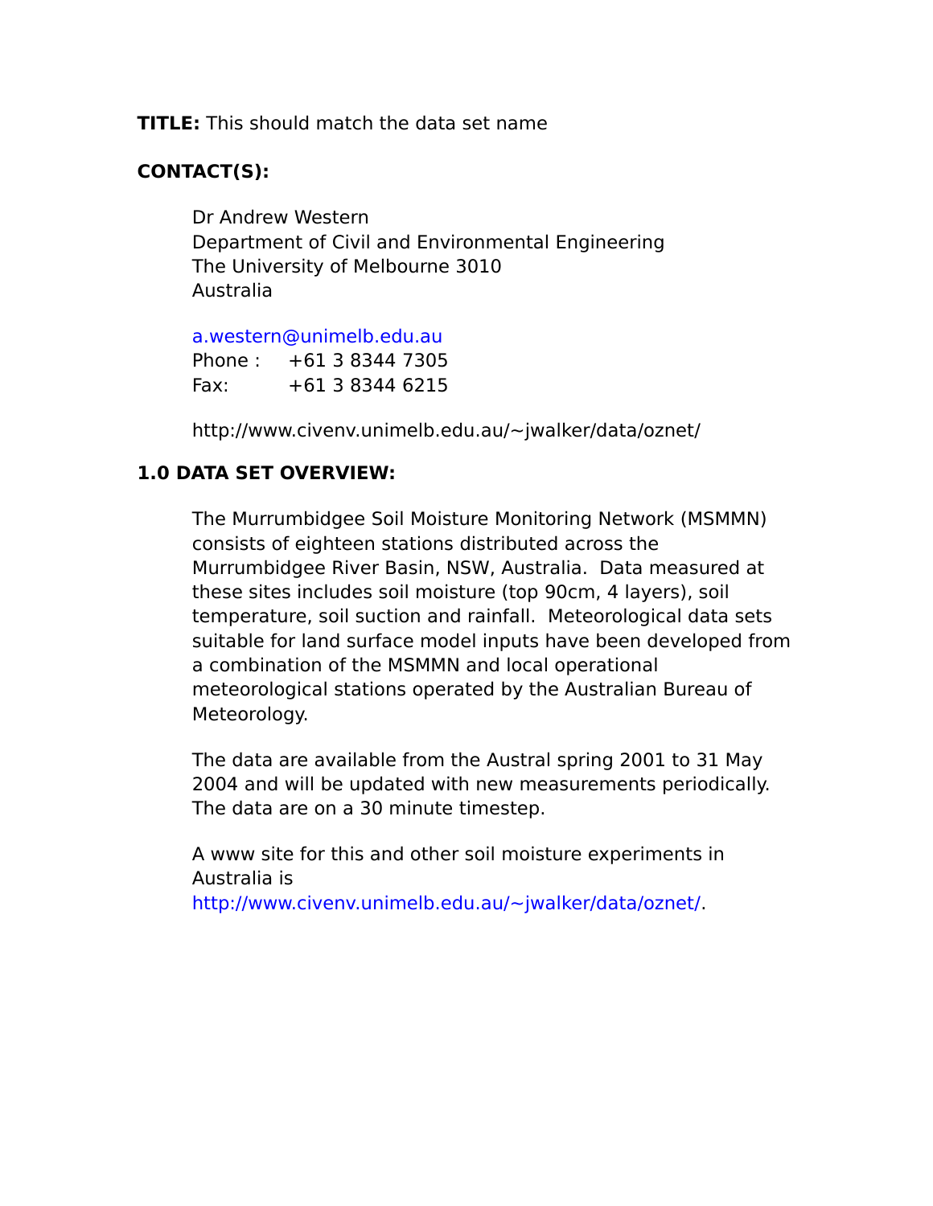**TITLE:** This should match the data set name

**CONTACT(S):**

Dr Andrew Western
Department of Civil and Environmental Engineering
The University of Melbourne 3010
Australia

a.western@unimelb.edu.au
Phone : +61 3 8344 7305
Fax: +61 3 8344 6215

http://www.civenv.unimelb.edu.au/~jwalker/data/oznet/

## 1.0 DATA SET OVERVIEW:

The Murrumbidgee Soil Moisture Monitoring Network (MSMMN) consists of eighteen stations distributed across the Murrumbidgee River Basin, NSW, Australia. Data measured at these sites includes soil moisture (top 90cm, 4 layers), soil temperature, soil suction and rainfall. Meteorological data sets suitable for land surface model inputs have been developed from a combination of the MSMMN and local operational meteorological stations operated by the Australian Bureau of Meteorology.

The data are available from the Austral spring 2001 to 31 May 2004 and will be updated with new measurements periodically. The data are on a 30 minute timestep.

A www site for this and other soil moisture experiments in Australia is http://www.civenv.unimelb.edu.au/~jwalker/data/oznet/.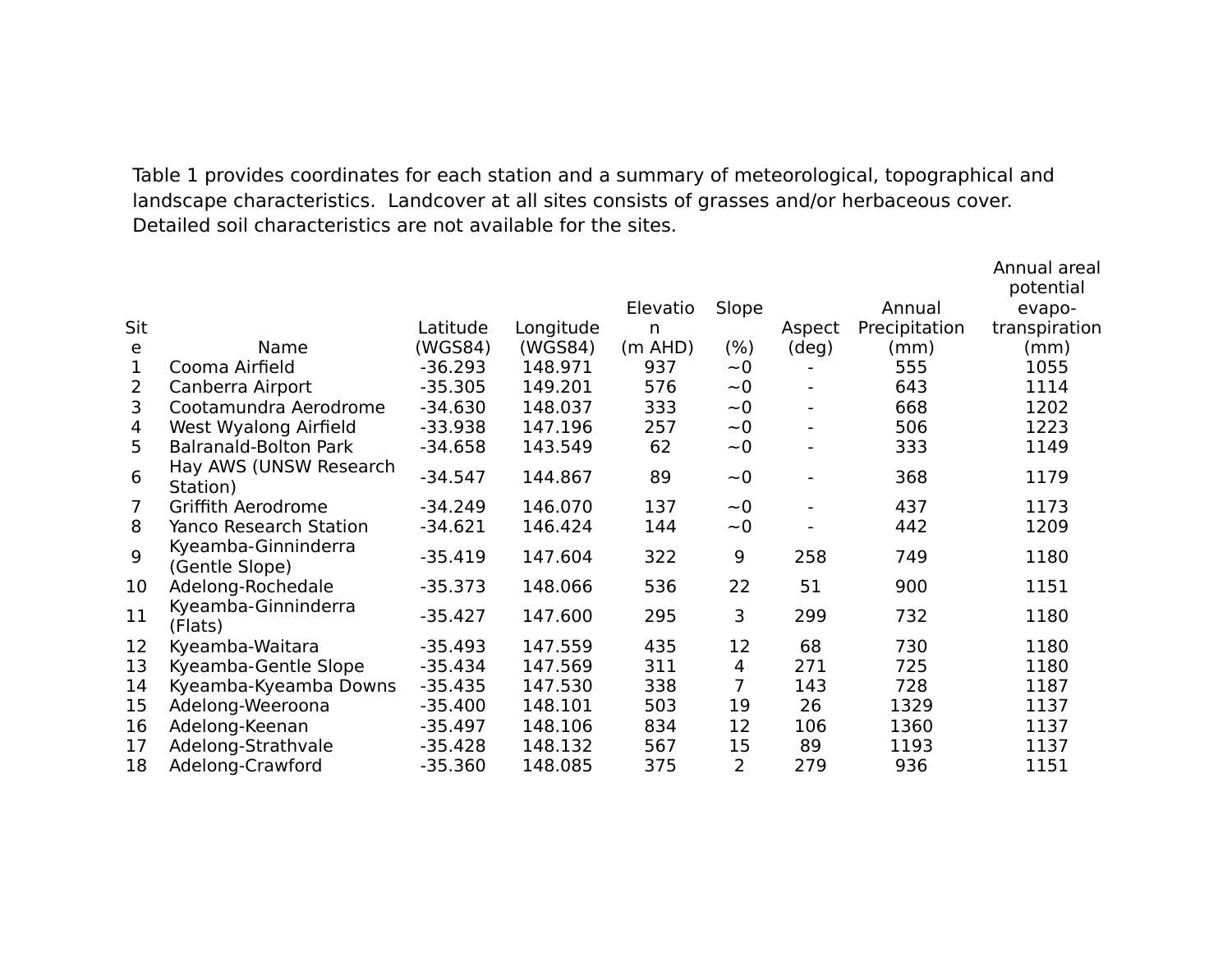Table 1 provides coordinates for each station and a summary of meteorological, topographical and landscape characteristics. Landcover at all sites consists of grasses and/or herbaceous cover. Detailed soil characteristics are not available for the sites.

| Site | Name | Latitude (WGS84) | Longitude (WGS84) | Elevation (m AHD) | Slope (%) | Aspect (deg) | Annual Precipitation (mm) | Annual areal potential evapo-transpiration (mm) |
|---|---|---|---|---|---|---|---|---|
| 1 | Cooma Airfield | -36.293 | 148.971 | 937 | ~0 | - | 555 | 1055 |
| 2 | Canberra Airport | -35.305 | 149.201 | 576 | ~0 | - | 643 | 1114 |
| 3 | Cootamundra Aerodrome | -34.630 | 148.037 | 333 | ~0 | - | 668 | 1202 |
| 4 | West Wyalong Airfield | -33.938 | 147.196 | 257 | ~0 | - | 506 | 1223 |
| 5 | Balranald-Bolton Park | -34.658 | 143.549 | 62 | ~0 | - | 333 | 1149 |
| 6 | Hay AWS (UNSW Research Station) | -34.547 | 144.867 | 89 | ~0 | - | 368 | 1179 |
| 7 | Griffith Aerodrome | -34.249 | 146.070 | 137 | ~0 | - | 437 | 1173 |
| 8 | Yanco Research Station | -34.621 | 146.424 | 144 | ~0 | - | 442 | 1209 |
| 9 | Kyeamba-Ginninderra (Gentle Slope) | -35.419 | 147.604 | 322 | 9 | 258 | 749 | 1180 |
| 10 | Adelong-Rochedale | -35.373 | 148.066 | 536 | 22 | 51 | 900 | 1151 |
| 11 | Kyeamba-Ginninderra (Flats) | -35.427 | 147.600 | 295 | 3 | 299 | 732 | 1180 |
| 12 | Kyeamba-Waitara | -35.493 | 147.559 | 435 | 12 | 68 | 730 | 1180 |
| 13 | Kyeamba-Gentle Slope | -35.434 | 147.569 | 311 | 4 | 271 | 725 | 1180 |
| 14 | Kyeamba-Kyeamba Downs | -35.435 | 147.530 | 338 | 7 | 143 | 728 | 1187 |
| 15 | Adelong-Weeroona | -35.400 | 148.101 | 503 | 19 | 26 | 1329 | 1137 |
| 16 | Adelong-Keenan | -35.497 | 148.106 | 834 | 12 | 106 | 1360 | 1137 |
| 17 | Adelong-Strathvale | -35.428 | 148.132 | 567 | 15 | 89 | 1193 | 1137 |
| 18 | Adelong-Crawford | -35.360 | 148.085 | 375 | 2 | 279 | 936 | 1151 |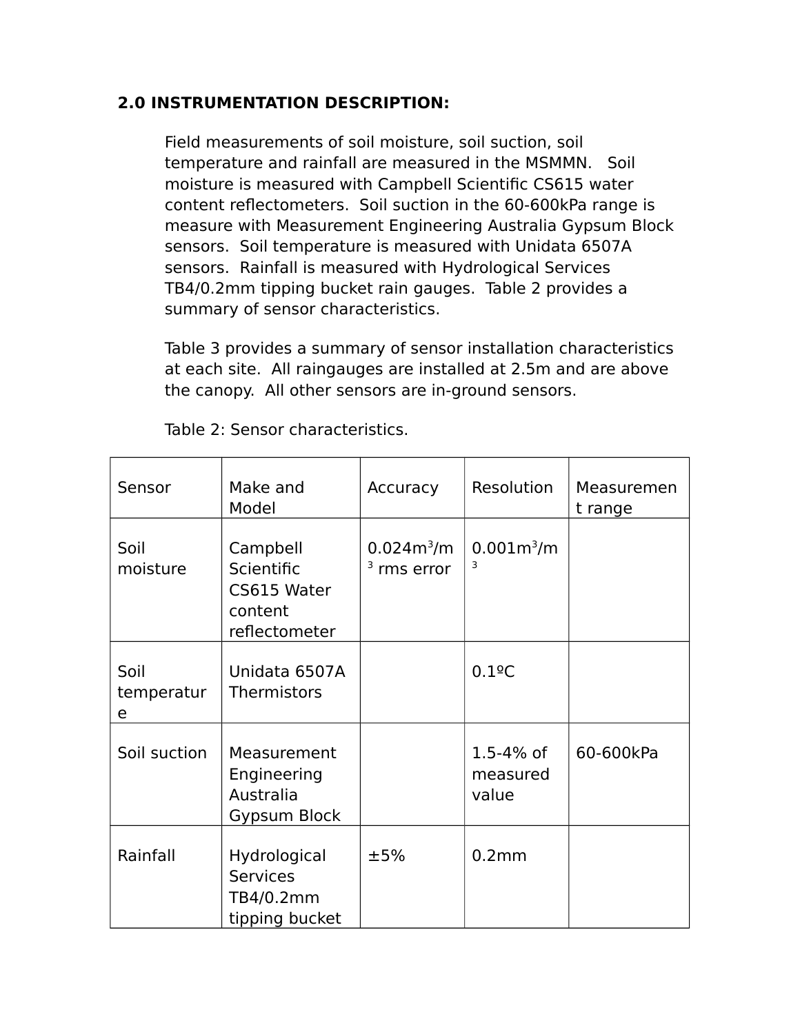## 2.0 INSTRUMENTATION DESCRIPTION:

Field measurements of soil moisture, soil suction, soil temperature and rainfall are measured in the MSMMN. Soil moisture is measured with Campbell Scientific CS615 water content reflectometers. Soil suction in the 60-600kPa range is measure with Measurement Engineering Australia Gypsum Block sensors. Soil temperature is measured with Unidata 6507A sensors. Rainfall is measured with Hydrological Services TB4/0.2mm tipping bucket rain gauges. Table 2 provides a summary of sensor characteristics.

Table 3 provides a summary of sensor installation characteristics at each site. All raingauges are installed at 2.5m and are above the canopy. All other sensors are in-ground sensors.

Table 2: Sensor characteristics.

| Sensor | Make and Model | Accuracy | Resolution | Measurement range |
|---|---|---|---|---|
| Soil moisture | Campbell Scientific CS615 Water content reflectometer | $0.024 m^3/m^3$ rms error | $0.001 m^3/m^3$ | |
| Soil temperature | Unidata 6507A Thermistors | | 0.1ºC | |
| Soil suction | Measurement Engineering Australia Gypsum Block | | 1.5-4% of measured value | 60-600kPa |
| Rainfall | Hydrological Services TB4/0.2mm tipping bucket | ±5% | 0.2mm | |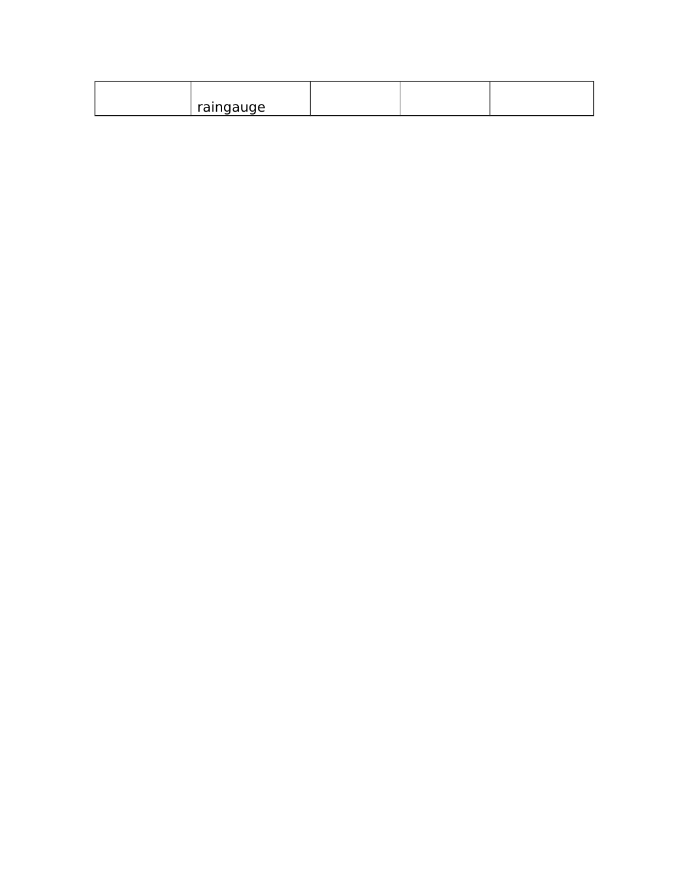|  |  |  |  |  |
|---|---|---|---|---|
|  | raingauge |  |  |  |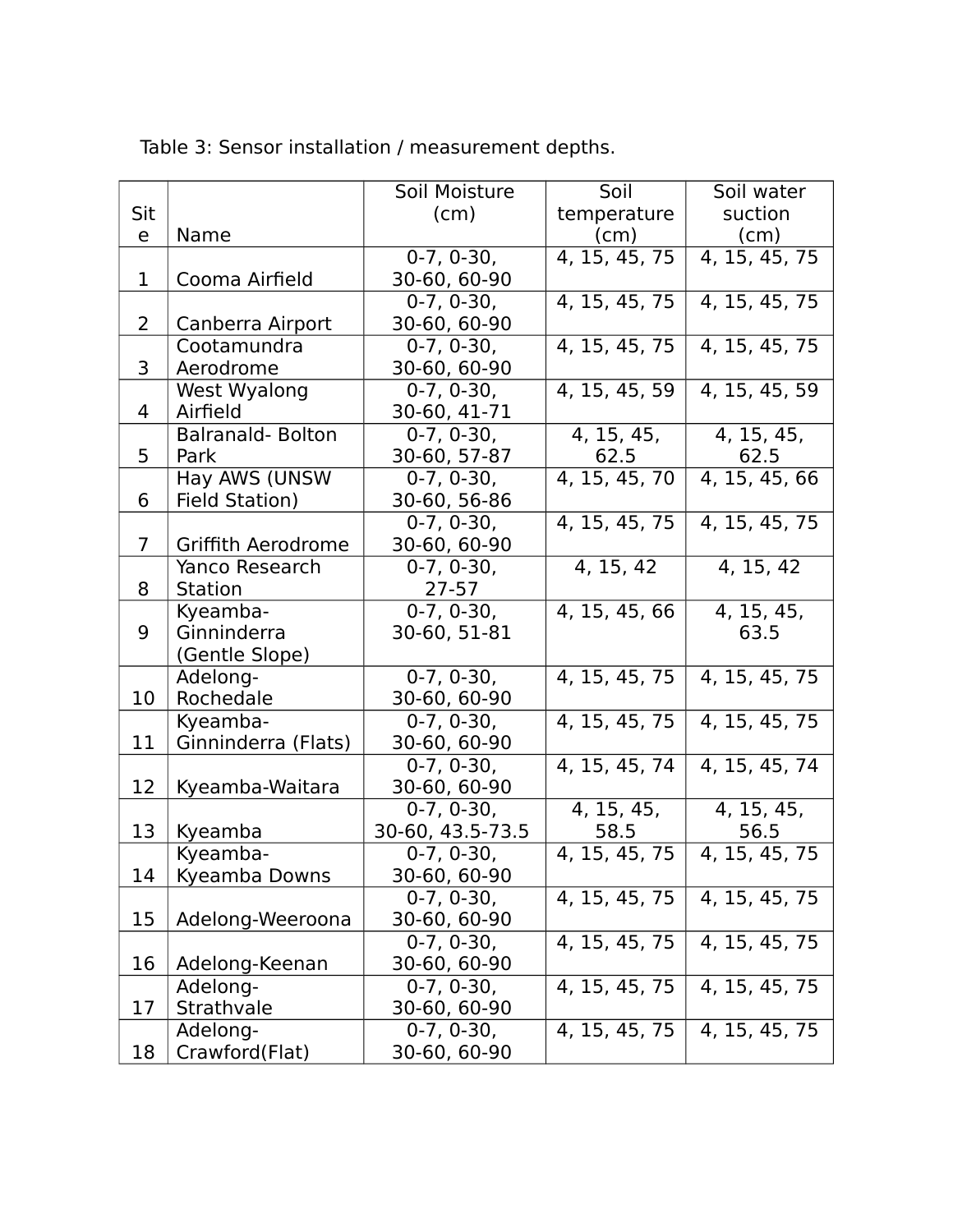Table 3: Sensor installation / measurement depths.

| Site | Name | Soil Moisture (cm) | Soil temperature (cm) | Soil water suction (cm) |
| --- | --- | --- | --- | --- |
| 1 | Cooma Airfield | 0-7, 0-30, 30-60, 60-90 | 4, 15, 45, 75 | 4, 15, 45, 75 |
| 2 | Canberra Airport | 0-7, 0-30, 30-60, 60-90 | 4, 15, 45, 75 | 4, 15, 45, 75 |
| 3 | Cootamundra Aerodrome | 0-7, 0-30, 30-60, 60-90 | 4, 15, 45, 75 | 4, 15, 45, 75 |
| 4 | West Wyalong Airfield | 0-7, 0-30, 30-60, 41-71 | 4, 15, 45, 59 | 4, 15, 45, 59 |
| 5 | Balranald- Bolton Park | 0-7, 0-30, 30-60, 57-87 | 4, 15, 45, 62.5 | 4, 15, 45, 62.5 |
| 6 | Hay AWS (UNSW Field Station) | 0-7, 0-30, 30-60, 56-86 | 4, 15, 45, 70 | 4, 15, 45, 66 |
| 7 | Griffith Aerodrome | 0-7, 0-30, 30-60, 60-90 | 4, 15, 45, 75 | 4, 15, 45, 75 |
| 8 | Yanco Research Station | 0-7, 0-30, 27-57 | 4, 15, 42 | 4, 15, 42 |
| 9 | Kyeamba-Ginninderra (Gentle Slope) | 0-7, 0-30, 30-60, 51-81 | 4, 15, 45, 66 | 4, 15, 45, 63.5 |
| 10 | Adelong-Rochedale | 0-7, 0-30, 30-60, 60-90 | 4, 15, 45, 75 | 4, 15, 45, 75 |
| 11 | Kyeamba-Ginninderra (Flats) | 0-7, 0-30, 30-60, 60-90 | 4, 15, 45, 75 | 4, 15, 45, 75 |
| 12 | Kyeamba-Waitara | 0-7, 0-30, 30-60, 60-90 | 4, 15, 45, 74 | 4, 15, 45, 74 |
| 13 | Kyeamba | 0-7, 0-30, 30-60, 43.5-73.5 | 4, 15, 45, 58.5 | 4, 15, 45, 56.5 |
| 14 | Kyeamba-Kyeamba Downs | 0-7, 0-30, 30-60, 60-90 | 4, 15, 45, 75 | 4, 15, 45, 75 |
| 15 | Adelong-Weeroona | 0-7, 0-30, 30-60, 60-90 | 4, 15, 45, 75 | 4, 15, 45, 75 |
| 16 | Adelong-Keenan | 0-7, 0-30, 30-60, 60-90 | 4, 15, 45, 75 | 4, 15, 45, 75 |
| 17 | Adelong-Strathvale | 0-7, 0-30, 30-60, 60-90 | 4, 15, 45, 75 | 4, 15, 45, 75 |
| 18 | Adelong-Crawford(Flat) | 0-7, 0-30, 30-60, 60-90 | 4, 15, 45, 75 | 4, 15, 45, 75 |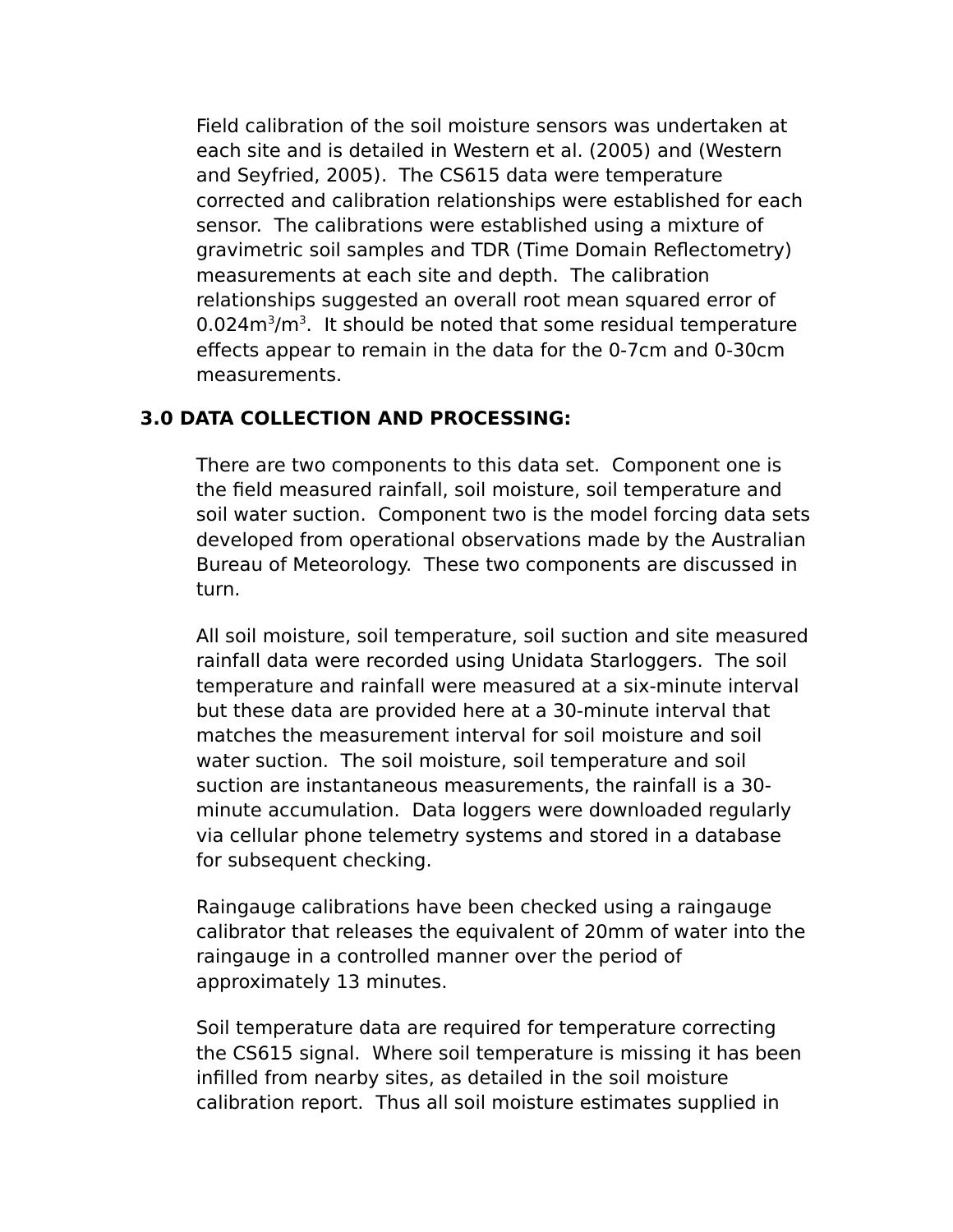Field calibration of the soil moisture sensors was undertaken at each site and is detailed in Western et al. (2005) and (Western and Seyfried, 2005). The CS615 data were temperature corrected and calibration relationships were established for each sensor. The calibrations were established using a mixture of gravimetric soil samples and TDR (Time Domain Reflectometry) measurements at each site and depth. The calibration relationships suggested an overall root mean squared error of 0.024m$^3$/m$^3$. It should be noted that some residual temperature effects appear to remain in the data for the 0-7cm and 0-30cm measurements.

## 3.0 DATA COLLECTION AND PROCESSING:

There are two components to this data set. Component one is the field measured rainfall, soil moisture, soil temperature and soil water suction. Component two is the model forcing data sets developed from operational observations made by the Australian Bureau of Meteorology. These two components are discussed in turn.

All soil moisture, soil temperature, soil suction and site measured rainfall data were recorded using Unidata Starloggers. The soil temperature and rainfall were measured at a six-minute interval but these data are provided here at a 30-minute interval that matches the measurement interval for soil moisture and soil water suction. The soil moisture, soil temperature and soil suction are instantaneous measurements, the rainfall is a 30-minute accumulation. Data loggers were downloaded regularly via cellular phone telemetry systems and stored in a database for subsequent checking.

Raingauge calibrations have been checked using a raingauge calibrator that releases the equivalent of 20mm of water into the raingauge in a controlled manner over the period of approximately 13 minutes.

Soil temperature data are required for temperature correcting the CS615 signal. Where soil temperature is missing it has been infilled from nearby sites, as detailed in the soil moisture calibration report. Thus all soil moisture estimates supplied in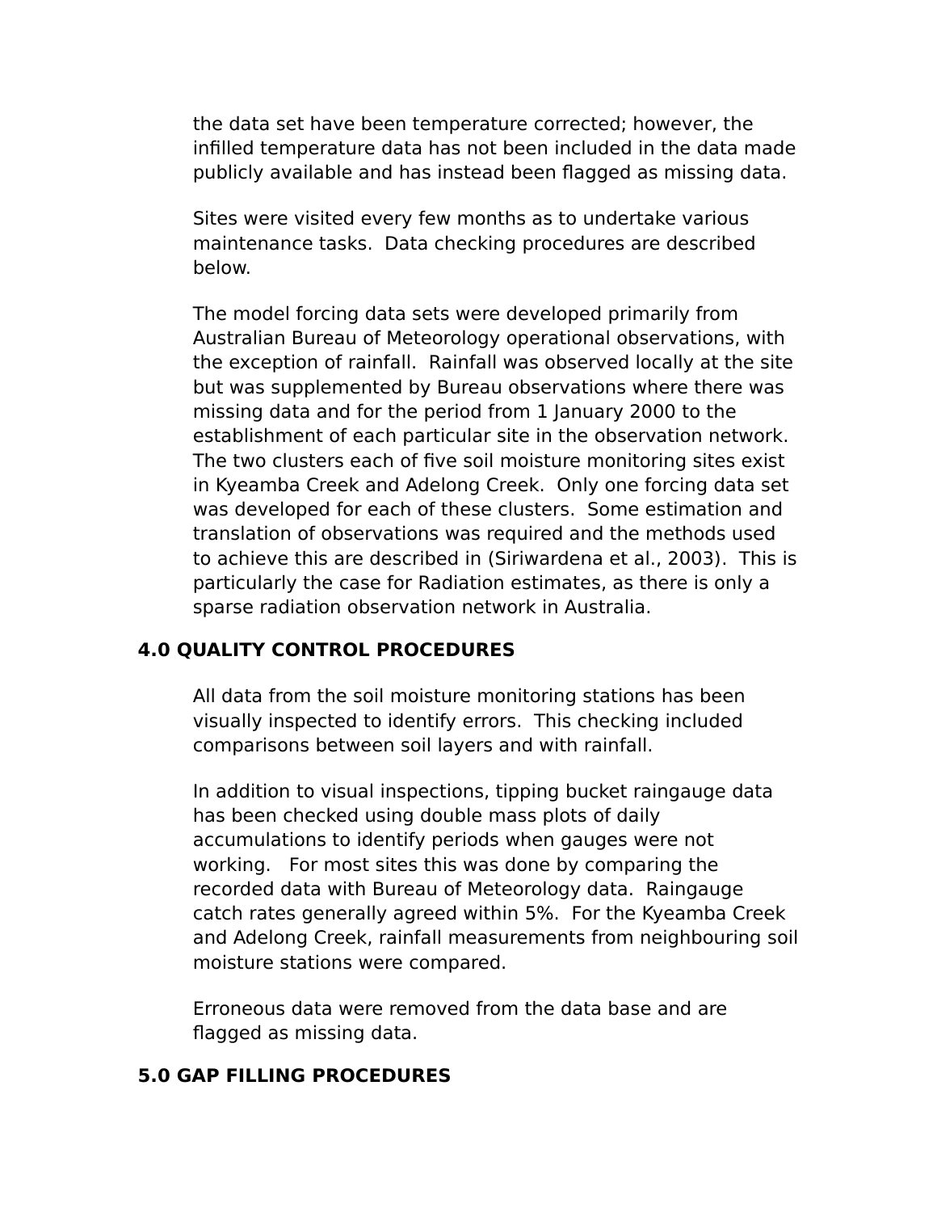the data set have been temperature corrected; however, the infilled temperature data has not been included in the data made publicly available and has instead been flagged as missing data.

Sites were visited every few months as to undertake various maintenance tasks. Data checking procedures are described below.

The model forcing data sets were developed primarily from Australian Bureau of Meteorology operational observations, with the exception of rainfall. Rainfall was observed locally at the site but was supplemented by Bureau observations where there was missing data and for the period from 1 January 2000 to the establishment of each particular site in the observation network. The two clusters each of five soil moisture monitoring sites exist in Kyeamba Creek and Adelong Creek. Only one forcing data set was developed for each of these clusters. Some estimation and translation of observations was required and the methods used to achieve this are described in (Siriwardena et al., 2003). This is particularly the case for Radiation estimates, as there is only a sparse radiation observation network in Australia.

## 4.0 QUALITY CONTROL PROCEDURES

All data from the soil moisture monitoring stations has been visually inspected to identify errors. This checking included comparisons between soil layers and with rainfall.

In addition to visual inspections, tipping bucket raingauge data has been checked using double mass plots of daily accumulations to identify periods when gauges were not working. For most sites this was done by comparing the recorded data with Bureau of Meteorology data. Raingauge catch rates generally agreed within 5%. For the Kyeamba Creek and Adelong Creek, rainfall measurements from neighbouring soil moisture stations were compared.

Erroneous data were removed from the data base and are flagged as missing data.

## 5.0 GAP FILLING PROCEDURES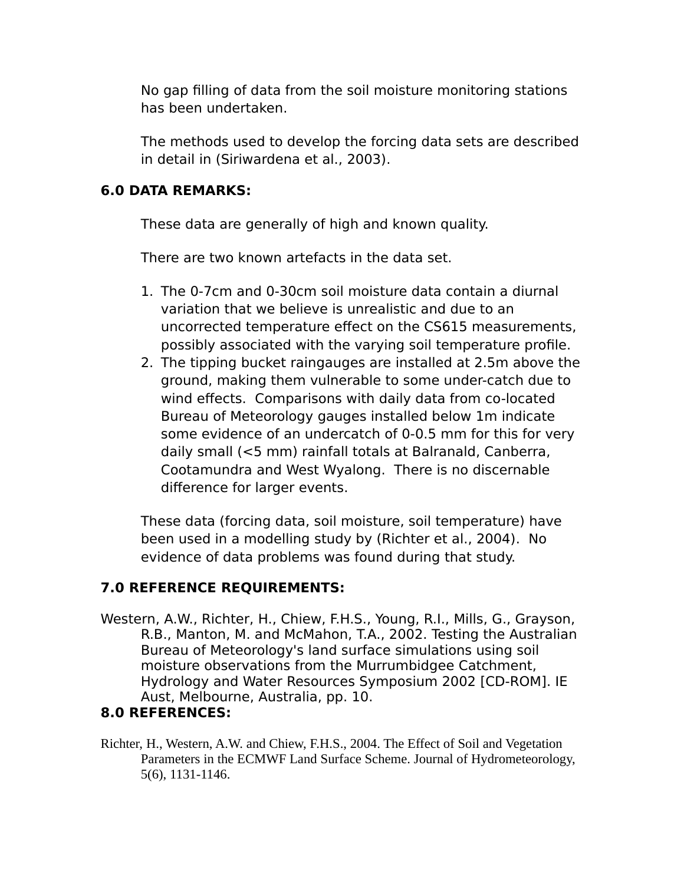No gap filling of data from the soil moisture monitoring stations has been undertaken.

The methods used to develop the forcing data sets are described in detail in (Siriwardena et al., 2003).

## 6.0 DATA REMARKS:

These data are generally of high and known quality.

There are two known artefacts in the data set.

1. The 0-7cm and 0-30cm soil moisture data contain a diurnal variation that we believe is unrealistic and due to an uncorrected temperature effect on the CS615 measurements, possibly associated with the varying soil temperature profile.
2. The tipping bucket raingauges are installed at 2.5m above the ground, making them vulnerable to some under-catch due to wind effects. Comparisons with daily data from co-located Bureau of Meteorology gauges installed below 1m indicate some evidence of an undercatch of 0-0.5 mm for this for very daily small (<5 mm) rainfall totals at Balranald, Canberra, Cootamundra and West Wyalong. There is no discernable difference for larger events.

These data (forcing data, soil moisture, soil temperature) have been used in a modelling study by (Richter et al., 2004). No evidence of data problems was found during that study.

## 7.0 REFERENCE REQUIREMENTS:

Western, A.W., Richter, H., Chiew, F.H.S., Young, R.I., Mills, G., Grayson, R.B., Manton, M. and McMahon, T.A., 2002. Testing the Australian Bureau of Meteorology's land surface simulations using soil moisture observations from the Murrumbidgee Catchment, Hydrology and Water Resources Symposium 2002 [CD-ROM]. IE Aust, Melbourne, Australia, pp. 10.

## 8.0 REFERENCES:

Richter, H., Western, A.W. and Chiew, F.H.S., 2004. The Effect of Soil and Vegetation Parameters in the ECMWF Land Surface Scheme. Journal of Hydrometeorology, 5(6), 1131-1146.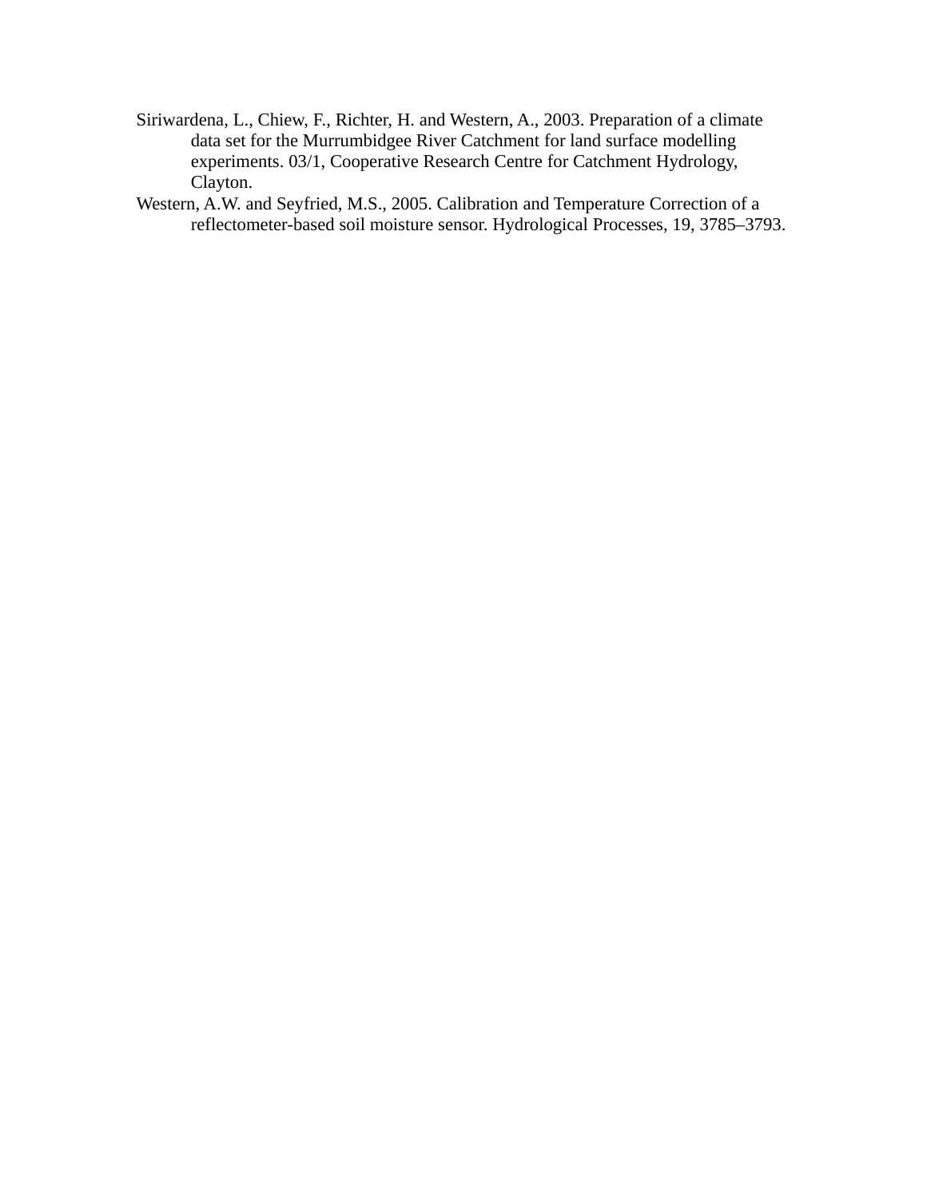Siriwardena, L., Chiew, F., Richter, H. and Western, A., 2003. Preparation of a climate data set for the Murrumbidgee River Catchment for land surface modelling experiments. 03/1, Cooperative Research Centre for Catchment Hydrology, Clayton.

Western, A.W. and Seyfried, M.S., 2005. Calibration and Temperature Correction of a reflectometer-based soil moisture sensor. Hydrological Processes, 19, 3785–3793.